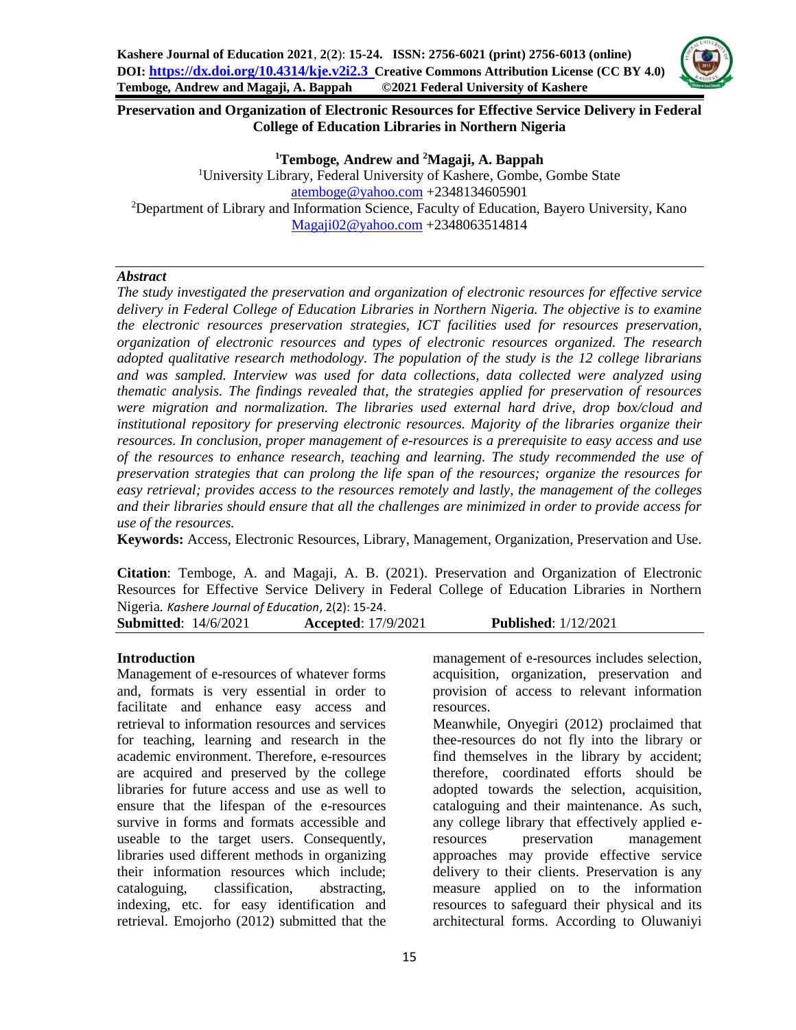# Preservation and Organization of Electronic Resources for Effective Service Delivery in Federal College of Education Libraries in Northern Nigeria

**[1]Temboge, Andrew and [2]Magaji, A. Bappah**

[1]University Library, Federal University of Kashere, Gombe, Gombe State
atemboge@yahoo.com +2348134605901

[2]Department of Library and Information Science, Faculty of Education, Bayero University, Kano
Magaji02@yahoo.com +2348063514814

***Abstract***

*The study investigated the preservation and organization of electronic resources for effective service delivery in Federal College of Education Libraries in Northern Nigeria. The objective is to examine the electronic resources preservation strategies, ICT facilities used for resources preservation, organization of electronic resources and types of electronic resources organized. The research adopted qualitative research methodology. The population of the study is the 12 college librarians and was sampled. Interview was used for data collections, data collected were analyzed using thematic analysis. The findings revealed that, the strategies applied for preservation of resources were migration and normalization. The libraries used external hard drive, drop box/cloud and institutional repository for preserving electronic resources. Majority of the libraries organize their resources. In conclusion, proper management of e-resources is a prerequisite to easy access and use of the resources to enhance research, teaching and learning. The study recommended the use of preservation strategies that can prolong the life span of the resources; organize the resources for easy retrieval; provides access to the resources remotely and lastly, the management of the colleges and their libraries should ensure that all the challenges are minimized in order to provide access for use of the resources.*

**Keywords:** Access, Electronic Resources, Library, Management, Organization, Preservation and Use.

**Citation**: Temboge, A. and Magaji, A. B. (2021). Preservation and Organization of Electronic Resources for Effective Service Delivery in Federal College of Education Libraries in Northern Nigeria. *Kashere Journal of Education*, 2(2): 15-24.

**Submitted**: 14/6/2021 **Accepted**: 17/9/2021 **Published**: 1/12/2021

## Introduction

Management of e-resources of whatever forms and, formats is very essential in order to facilitate and enhance easy access and retrieval to information resources and services for teaching, learning and research in the academic environment. Therefore, e-resources are acquired and preserved by the college libraries for future access and use as well to ensure that the lifespan of the e-resources survive in forms and formats accessible and useable to the target users. Consequently, libraries used different methods in organizing their information resources which include; cataloguing, classification, abstracting, indexing, etc. for easy identification and retrieval. Emojorho (2012) submitted that the management of e-resources includes selection, acquisition, organization, preservation and provision of access to relevant information resources.

Meanwhile, Onyegiri (2012) proclaimed that thee-resources do not fly into the library or find themselves in the library by accident; therefore, coordinated efforts should be adopted towards the selection, acquisition, cataloguing and their maintenance. As such, any college library that effectively applied e-resources preservation management approaches may provide effective service delivery to their clients. Preservation is any measure applied on to the information resources to safeguard their physical and its architectural forms. According to Oluwaniyi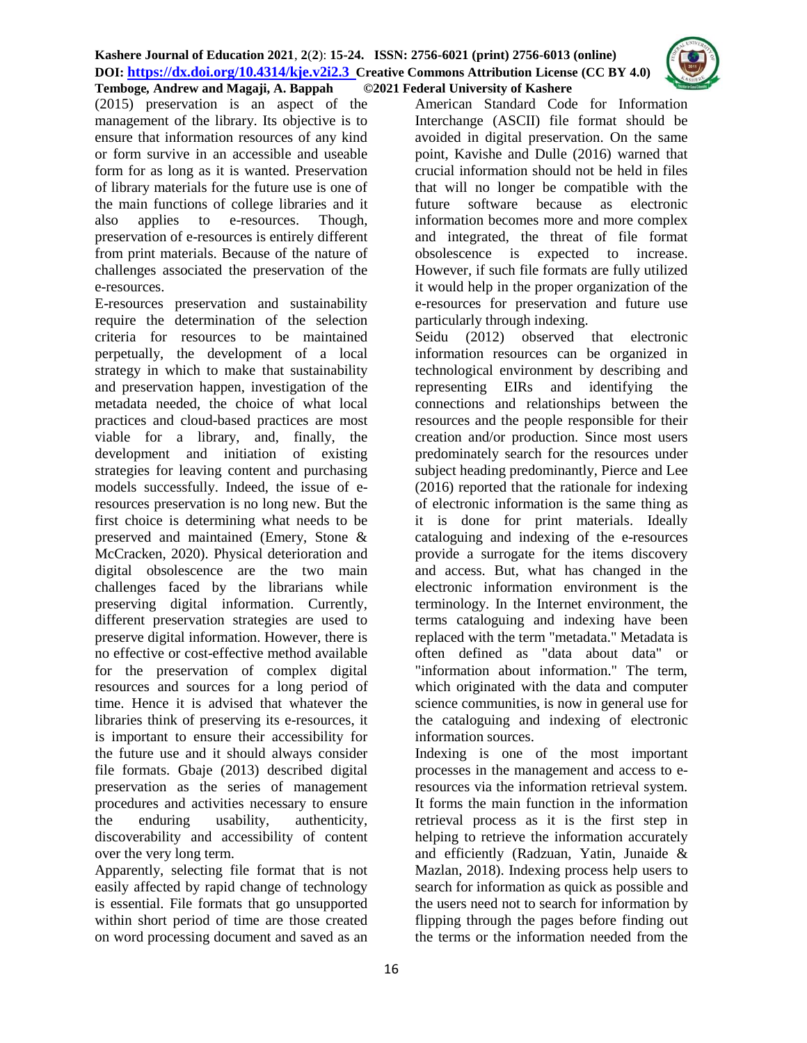(2015) preservation is an aspect of the management of the library. Its objective is to ensure that information resources of any kind or form survive in an accessible and useable form for as long as it is wanted. Preservation of library materials for the future use is one of the main functions of college libraries and it also applies to e-resources. Though, preservation of e-resources is entirely different from print materials. Because of the nature of challenges associated the preservation of the e-resources.

E-resources preservation and sustainability require the determination of the selection criteria for resources to be maintained perpetually, the development of a local strategy in which to make that sustainability and preservation happen, investigation of the metadata needed, the choice of what local practices and cloud-based practices are most viable for a library, and, finally, the development and initiation of existing strategies for leaving content and purchasing models successfully. Indeed, the issue of e-resources preservation is no long new. But the first choice is determining what needs to be preserved and maintained (Emery, Stone & McCracken, 2020). Physical deterioration and digital obsolescence are the two main challenges faced by the librarians while preserving digital information. Currently, different preservation strategies are used to preserve digital information. However, there is no effective or cost-effective method available for the preservation of complex digital resources and sources for a long period of time. Hence it is advised that whatever the libraries think of preserving its e-resources, it is important to ensure their accessibility for the future use and it should always consider file formats. Gbaje (2013) described digital preservation as the series of management procedures and activities necessary to ensure the enduring usability, authenticity, discoverability and accessibility of content over the very long term.

Apparently, selecting file format that is not easily affected by rapid change of technology is essential. File formats that go unsupported within short period of time are those created on word processing document and saved as an American Standard Code for Information Interchange (ASCII) file format should be avoided in digital preservation. On the same point, Kavishe and Dulle (2016) warned that crucial information should not be held in files that will no longer be compatible with the future software because as electronic information becomes more and more complex and integrated, the threat of file format obsolescence is expected to increase. However, if such file formats are fully utilized it would help in the proper organization of the e-resources for preservation and future use particularly through indexing.

Seidu (2012) observed that electronic information resources can be organized in technological environment by describing and representing EIRs and identifying the connections and relationships between the resources and the people responsible for their creation and/or production. Since most users predominately search for the resources under subject heading predominantly, Pierce and Lee (2016) reported that the rationale for indexing of electronic information is the same thing as it is done for print materials. Ideally cataloguing and indexing of the e-resources provide a surrogate for the items discovery and access. But, what has changed in the electronic information environment is the terminology. In the Internet environment, the terms cataloguing and indexing have been replaced with the term "metadata." Metadata is often defined as "data about data" or "information about information." The term, which originated with the data and computer science communities, is now in general use for the cataloguing and indexing of electronic information sources.

Indexing is one of the most important processes in the management and access to e-resources via the information retrieval system. It forms the main function in the information retrieval process as it is the first step in helping to retrieve the information accurately and efficiently (Radzuan, Yatin, Junaide & Mazlan, 2018). Indexing process help users to search for information as quick as possible and the users need not to search for information by flipping through the pages before finding out the terms or the information needed from the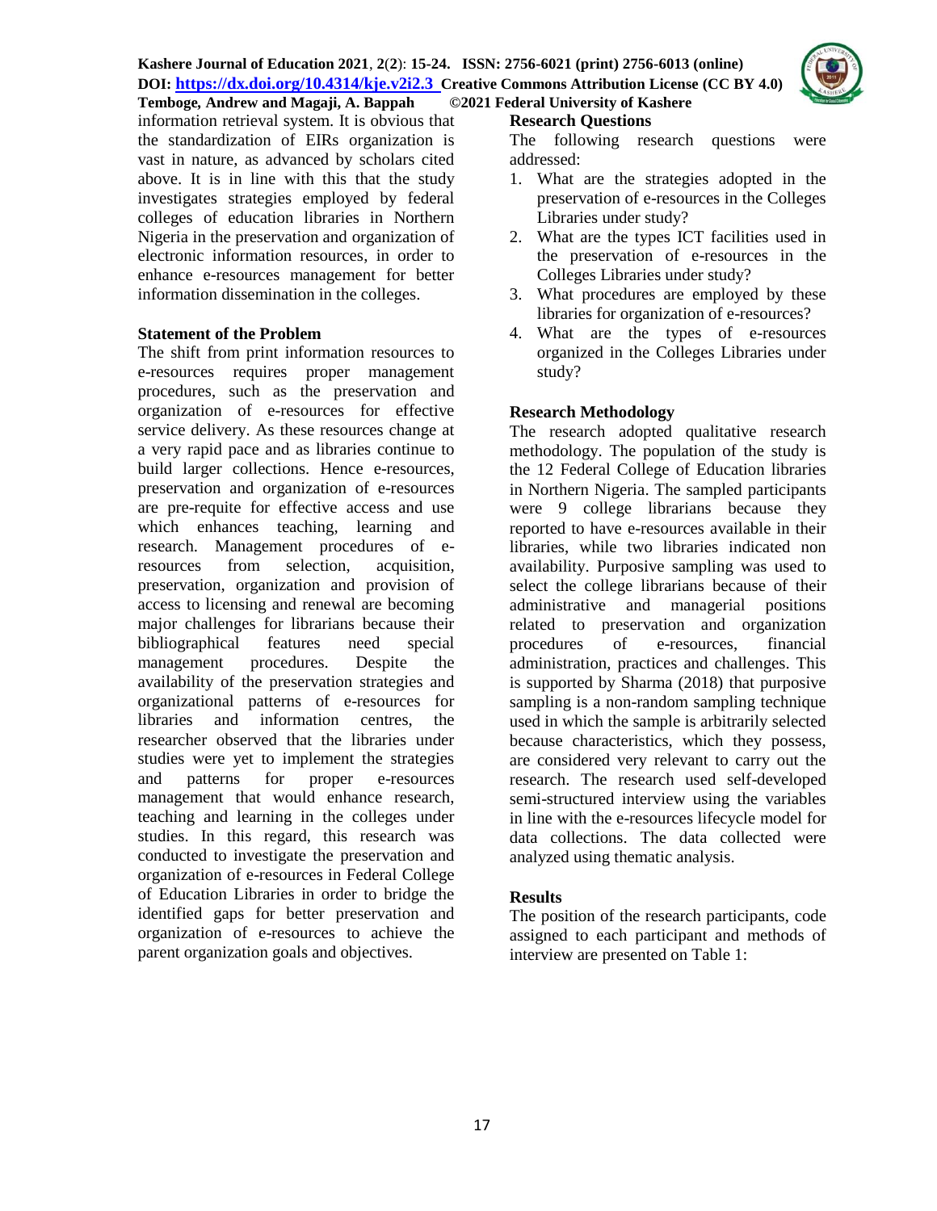information retrieval system. It is obvious that the standardization of EIRs organization is vast in nature, as advanced by scholars cited above. It is in line with this that the study investigates strategies employed by federal colleges of education libraries in Northern Nigeria in the preservation and organization of electronic information resources, in order to enhance e-resources management for better information dissemination in the colleges.

## Statement of the Problem

The shift from print information resources to e-resources requires proper management procedures, such as the preservation and organization of e-resources for effective service delivery. As these resources change at a very rapid pace and as libraries continue to build larger collections. Hence e-resources, preservation and organization of e-resources are pre-requite for effective access and use which enhances teaching, learning and research. Management procedures of e-resources from selection, acquisition, preservation, organization and provision of access to licensing and renewal are becoming major challenges for librarians because their bibliographical features need special management procedures. Despite the availability of the preservation strategies and organizational patterns of e-resources for libraries and information centres, the researcher observed that the libraries under studies were yet to implement the strategies and patterns for proper e-resources management that would enhance research, teaching and learning in the colleges under studies. In this regard, this research was conducted to investigate the preservation and organization of e-resources in Federal College of Education Libraries in order to bridge the identified gaps for better preservation and organization of e-resources to achieve the parent organization goals and objectives.

## Research Questions

The following research questions were addressed:

1. What are the strategies adopted in the preservation of e-resources in the Colleges Libraries under study?
2. What are the types ICT facilities used in the preservation of e-resources in the Colleges Libraries under study?
3. What procedures are employed by these libraries for organization of e-resources?
4. What are the types of e-resources organized in the Colleges Libraries under study?

## Research Methodology

The research adopted qualitative research methodology. The population of the study is the 12 Federal College of Education libraries in Northern Nigeria. The sampled participants were 9 college librarians because they reported to have e-resources available in their libraries, while two libraries indicated non availability. Purposive sampling was used to select the college librarians because of their administrative and managerial positions related to preservation and organization procedures of e-resources, financial administration, practices and challenges. This is supported by Sharma (2018) that purposive sampling is a non-random sampling technique used in which the sample is arbitrarily selected because characteristics, which they possess, are considered very relevant to carry out the research. The research used self-developed semi-structured interview using the variables in line with the e-resources lifecycle model for data collections. The data collected were analyzed using thematic analysis.

## Results

The position of the research participants, code assigned to each participant and methods of interview are presented on Table 1: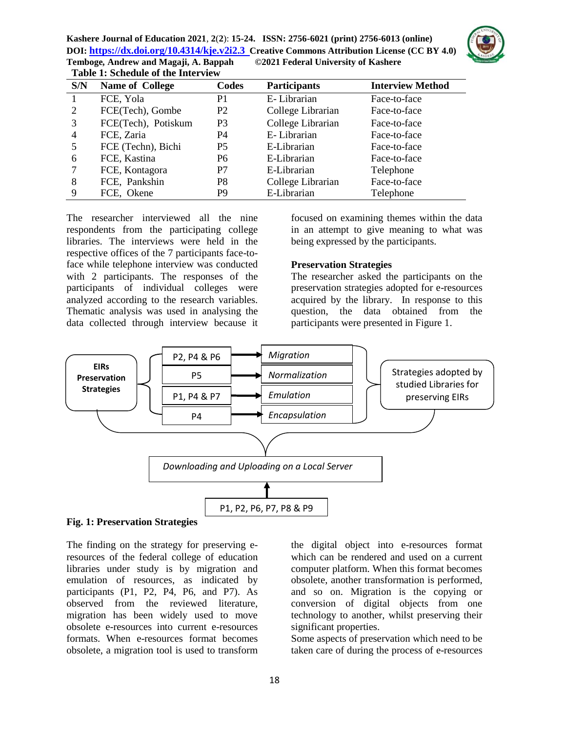**Table 1: Schedule of the Interview**

| S/N | Name of College | Codes | Participants | Interview Method |
|---|---|---|---|---|
| 1 | FCE, Yola | P1 | E- Librarian | Face-to-face |
| 2 | FCE(Tech), Gombe | P2 | College Librarian | Face-to-face |
| 3 | FCE(Tech), Potiskum | P3 | College Librarian | Face-to-face |
| 4 | FCE, Zaria | P4 | E- Librarian | Face-to-face |
| 5 | FCE (Techn), Bichi | P5 | E-Librarian | Face-to-face |
| 6 | FCE, Kastina | P6 | E-Librarian | Face-to-face |
| 7 | FCE, Kontagora | P7 | E-Librarian | Telephone |
| 8 | FCE, Pankshin | P8 | College Librarian | Face-to-face |
| 9 | FCE, Okene | P9 | E-Librarian | Telephone |

The researcher interviewed all the nine respondents from the participating college libraries. The interviews were held in the respective offices of the 7 participants face-to-face while telephone interview was conducted with 2 participants. The responses of the participants of individual colleges were analyzed according to the research variables. Thematic analysis was used in analysing the data collected through interview because it focused on examining themes within the data in an attempt to give meaning to what was being expressed by the participants.

### Preservation Strategies

The researcher asked the participants on the preservation strategies adopted for e-resources acquired by the library. In response to this question, the data obtained from the participants were presented in Figure 1.

EIRs Preservation Strategies

- P2, P4 & P6 → *Migration*
- P5 → *Normalization*
- P1, P4 & P7 → *Emulation*
- P4 → *Encapsulation*

Strategies adopted by studied Libraries for preserving EIRs

*Downloading and Uploading on a Local Server* ← P1, P2, P6, P7, P8 & P9

**Fig. 1: Preservation Strategies**

The finding on the strategy for preserving e-resources of the federal college of education libraries under study is by migration and emulation of resources, as indicated by participants (P1, P2, P4, P6, and P7). As observed from the reviewed literature, migration has been widely used to move obsolete e-resources into current e-resources formats. When e-resources format becomes obsolete, a migration tool is used to transform the digital object into e-resources format which can be rendered and used on a current computer platform. When this format becomes obsolete, another transformation is performed, and so on. Migration is the copying or conversion of digital objects from one technology to another, whilst preserving their significant properties.

Some aspects of preservation which need to be taken care of during the process of e-resources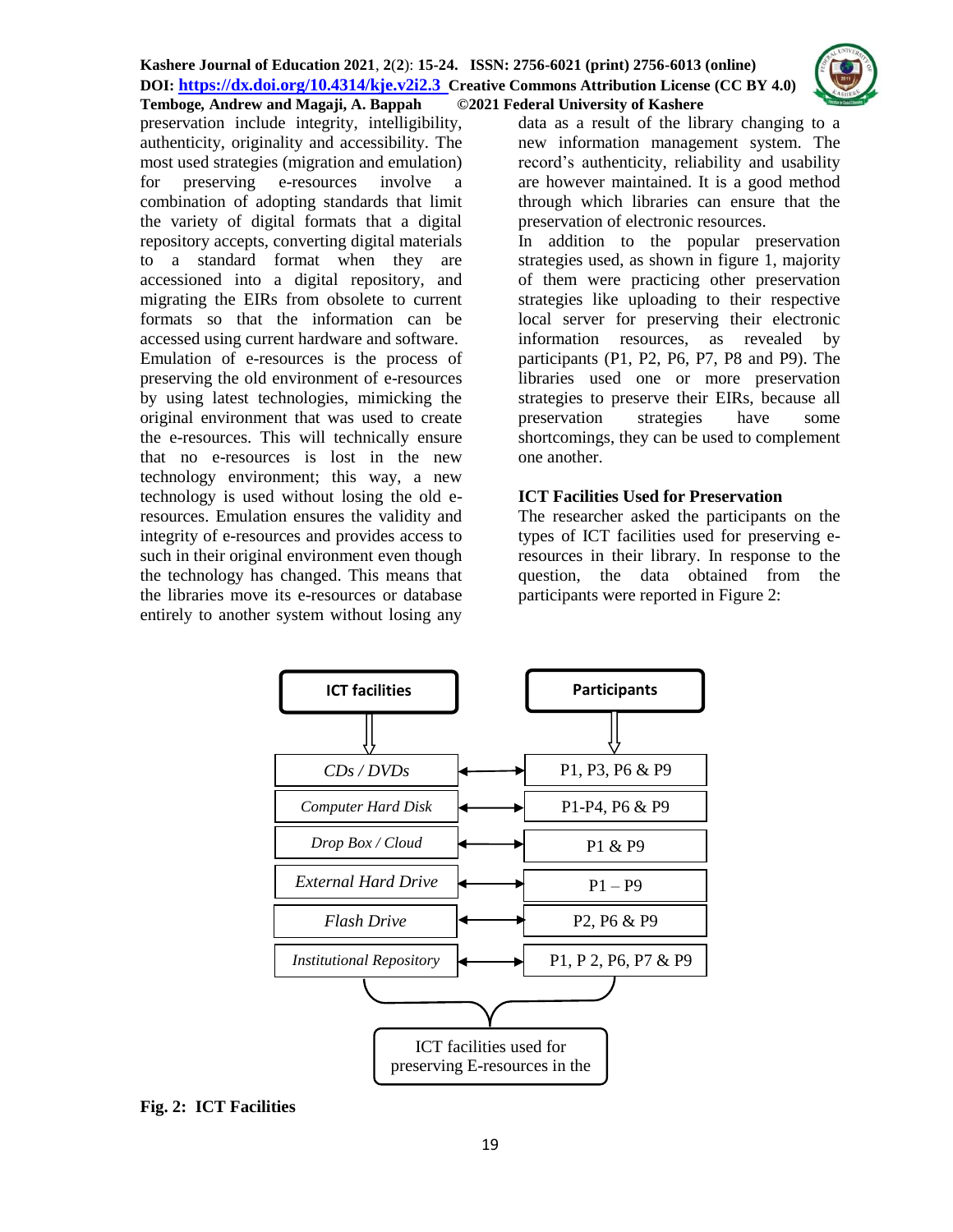preservation include integrity, intelligibility, authenticity, originality and accessibility. The most used strategies (migration and emulation) for preserving e-resources involve a combination of adopting standards that limit the variety of digital formats that a digital repository accepts, converting digital materials to a standard format when they are accessioned into a digital repository, and migrating the EIRs from obsolete to current formats so that the information can be accessed using current hardware and software.

Emulation of e-resources is the process of preserving the old environment of e-resources by using latest technologies, mimicking the original environment that was used to create the e-resources. This will technically ensure that no e-resources is lost in the new technology environment; this way, a new technology is used without losing the old e-resources. Emulation ensures the validity and integrity of e-resources and provides access to such in their original environment even though the technology has changed. This means that the libraries move its e-resources or database entirely to another system without losing any data as a result of the library changing to a new information management system. The record's authenticity, reliability and usability are however maintained. It is a good method through which libraries can ensure that the preservation of electronic resources.

In addition to the popular preservation strategies used, as shown in figure 1, majority of them were practicing other preservation strategies like uploading to their respective local server for preserving their electronic information resources, as revealed by participants (P1, P2, P6, P7, P8 and P9). The libraries used one or more preservation strategies to preserve their EIRs, because all preservation strategies have some shortcomings, they can be used to complement one another.

### ICT Facilities Used for Preservation

The researcher asked the participants on the types of ICT facilities used for preserving e-resources in their library. In response to the question, the data obtained from the participants were reported in Figure 2:

| ICT facilities | Participants |
| --- | --- |
| *CDs / DVDs* | P1, P3, P6 & P9 |
| *Computer Hard Disk* | P1-P4, P6 & P9 |
| *Drop Box / Cloud* | P1 & P9 |
| *External Hard Drive* | P1 – P9 |
| *Flash Drive* | P2, P6 & P9 |
| *Institutional Repository* | P1, P 2, P6, P7 & P9 |

ICT facilities used for preserving E-resources in the

**Fig. 2: ICT Facilities**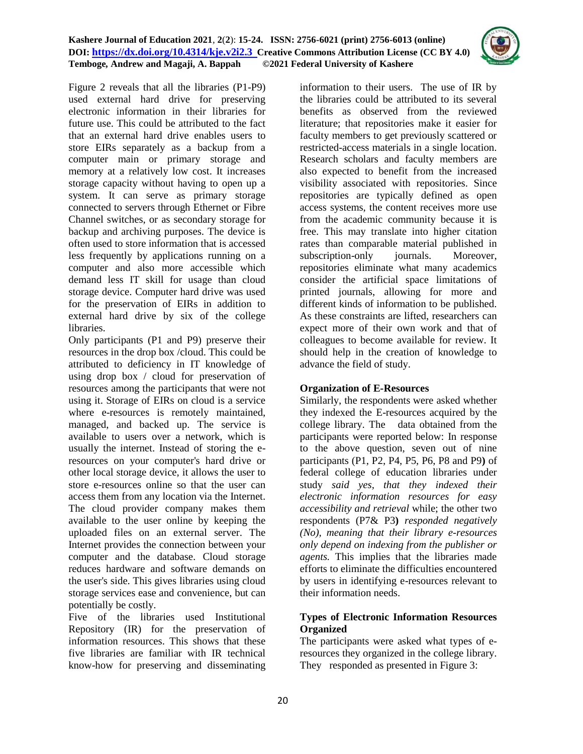Figure 2 reveals that all the libraries (P1-P9) used external hard drive for preserving electronic information in their libraries for future use. This could be attributed to the fact that an external hard drive enables users to store EIRs separately as a backup from a computer main or primary storage and memory at a relatively low cost. It increases storage capacity without having to open up a system. It can serve as primary storage connected to servers through Ethernet or Fibre Channel switches, or as secondary storage for backup and archiving purposes. The device is often used to store information that is accessed less frequently by applications running on a computer and also more accessible which demand less IT skill for usage than cloud storage device. Computer hard drive was used for the preservation of EIRs in addition to external hard drive by six of the college libraries.

Only participants (P1 and P9) preserve their resources in the drop box /cloud. This could be attributed to deficiency in IT knowledge of using drop box / cloud for preservation of resources among the participants that were not using it. Storage of EIRs on cloud is a service where e-resources is remotely maintained, managed, and backed up. The service is available to users over a network, which is usually the internet. Instead of storing the e-resources on your computer's hard drive or other local storage device, it allows the user to store e-resources online so that the user can access them from any location via the Internet. The cloud provider company makes them available to the user online by keeping the uploaded files on an external server. The Internet provides the connection between your computer and the database. Cloud storage reduces hardware and software demands on the user's side. This gives libraries using cloud storage services ease and convenience, but can potentially be costly.

Five of the libraries used Institutional Repository (IR) for the preservation of information resources. This shows that these five libraries are familiar with IR technical know-how for preserving and disseminating information to their users. The use of IR by the libraries could be attributed to its several benefits as observed from the reviewed literature; that repositories make it easier for faculty members to get previously scattered or restricted-access materials in a single location. Research scholars and faculty members are also expected to benefit from the increased visibility associated with repositories. Since repositories are typically defined as open access systems, the content receives more use from the academic community because it is free. This may translate into higher citation rates than comparable material published in subscription-only journals. Moreover, repositories eliminate what many academics consider the artificial space limitations of printed journals, allowing for more and different kinds of information to be published. As these constraints are lifted, researchers can expect more of their own work and that of colleagues to become available for review. It should help in the creation of knowledge to advance the field of study.

**Organization of E-Resources**

Similarly, the respondents were asked whether they indexed the E-resources acquired by the college library. The data obtained from the participants were reported below: In response to the above question, seven out of nine participants (P1, P2, P4, P5, P6, P8 and P9**)** of federal college of education libraries under study *said yes, that they indexed their electronic information resources for easy accessibility and retrieval* while; the other two respondents (P7& P3**)** *responded negatively (No), meaning that their library e-resources only depend on indexing from the publisher or agents.* This implies that the libraries made efforts to eliminate the difficulties encountered by users in identifying e-resources relevant to their information needs.

**Types of Electronic Information Resources Organized**

The participants were asked what types of e-resources they organized in the college library. They responded as presented in Figure 3: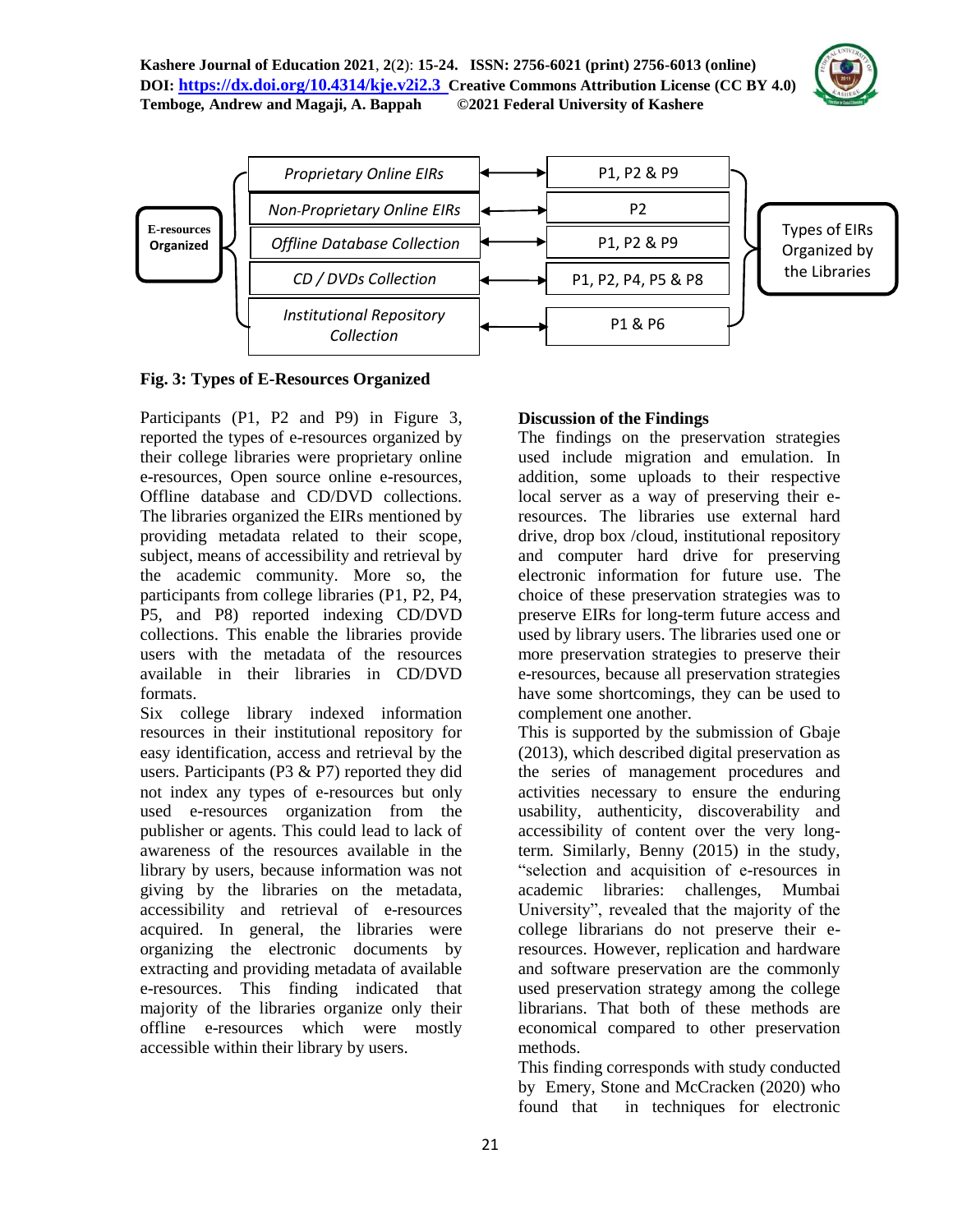| E-resources Organized | Participants |
|---|---|
| *Proprietary Online EIRs* | P1, P2 & P9 |
| *Non-Proprietary Online EIRs* | P2 |
| *Offline Database Collection* | P1, P2 & P9 |
| *CD / DVDs Collection* | P1, P2, P4, P5 & P8 |
| *Institutional Repository Collection* | P1 & P6 |

Types of EIRs Organized by the Libraries

**Fig. 3: Types of E-Resources Organized**

Participants (P1, P2 and P9) in Figure 3, reported the types of e-resources organized by their college libraries were proprietary online e-resources, Open source online e-resources, Offline database and CD/DVD collections. The libraries organized the EIRs mentioned by providing metadata related to their scope, subject, means of accessibility and retrieval by the academic community. More so, the participants from college libraries (P1, P2, P4, P5, and P8) reported indexing CD/DVD collections. This enable the libraries provide users with the metadata of the resources available in their libraries in CD/DVD formats.

Six college library indexed information resources in their institutional repository for easy identification, access and retrieval by the users. Participants (P3 & P7) reported they did not index any types of e-resources but only used e-resources organization from the publisher or agents. This could lead to lack of awareness of the resources available in the library by users, because information was not giving by the libraries on the metadata, accessibility and retrieval of e-resources acquired. In general, the libraries were organizing the electronic documents by extracting and providing metadata of available e-resources. This finding indicated that majority of the libraries organize only their offline e-resources which were mostly accessible within their library by users.

## Discussion of the Findings

The findings on the preservation strategies used include migration and emulation. In addition, some uploads to their respective local server as a way of preserving their e-resources. The libraries use external hard drive, drop box /cloud, institutional repository and computer hard drive for preserving electronic information for future use. The choice of these preservation strategies was to preserve EIRs for long-term future access and used by library users. The libraries used one or more preservation strategies to preserve their e-resources, because all preservation strategies have some shortcomings, they can be used to complement one another.

This is supported by the submission of Gbaje (2013), which described digital preservation as the series of management procedures and activities necessary to ensure the enduring usability, authenticity, discoverability and accessibility of content over the very long-term. Similarly, Benny (2015) in the study, "selection and acquisition of e-resources in academic libraries: challenges, Mumbai University", revealed that the majority of the college librarians do not preserve their e-resources. However, replication and hardware and software preservation are the commonly used preservation strategy among the college librarians. That both of these methods are economical compared to other preservation methods.

This finding corresponds with study conducted by Emery, Stone and McCracken (2020) who found that in techniques for electronic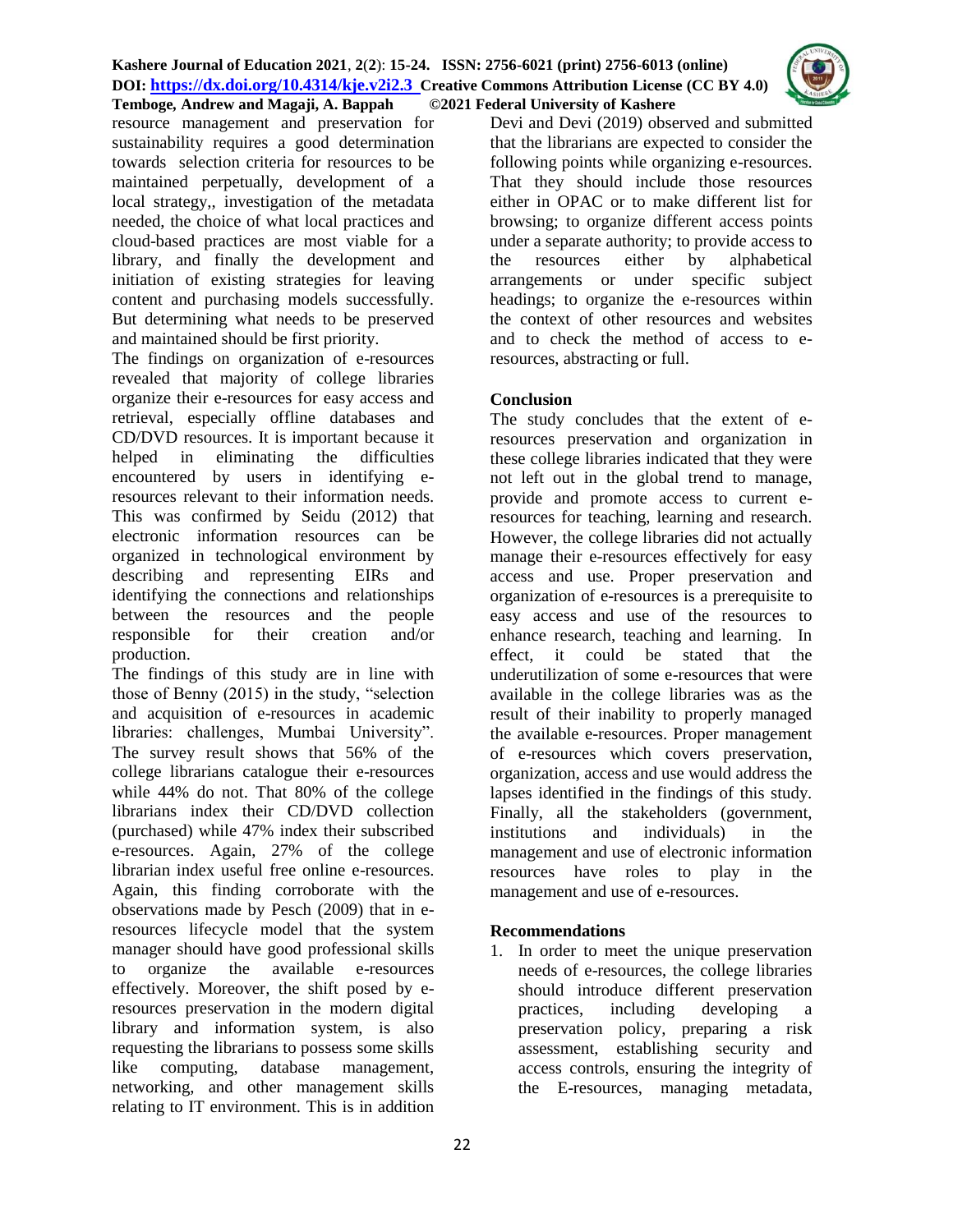resource management and preservation for sustainability requires a good determination towards selection criteria for resources to be maintained perpetually, development of a local strategy,, investigation of the metadata needed, the choice of what local practices and cloud-based practices are most viable for a library, and finally the development and initiation of existing strategies for leaving content and purchasing models successfully. But determining what needs to be preserved and maintained should be first priority.

The findings on organization of e-resources revealed that majority of college libraries organize their e-resources for easy access and retrieval, especially offline databases and CD/DVD resources. It is important because it helped in eliminating the difficulties encountered by users in identifying e-resources relevant to their information needs. This was confirmed by Seidu (2012) that electronic information resources can be organized in technological environment by describing and representing EIRs and identifying the connections and relationships between the resources and the people responsible for their creation and/or production.

The findings of this study are in line with those of Benny (2015) in the study, "selection and acquisition of e-resources in academic libraries: challenges, Mumbai University". The survey result shows that 56% of the college librarians catalogue their e-resources while 44% do not. That 80% of the college librarians index their CD/DVD collection (purchased) while 47% index their subscribed e-resources. Again, 27% of the college librarian index useful free online e-resources. Again, this finding corroborate with the observations made by Pesch (2009) that in e-resources lifecycle model that the system manager should have good professional skills to organize the available e-resources effectively. Moreover, the shift posed by e-resources preservation in the modern digital library and information system, is also requesting the librarians to possess some skills like computing, database management, networking, and other management skills relating to IT environment. This is in addition Devi and Devi (2019) observed and submitted that the librarians are expected to consider the following points while organizing e-resources. That they should include those resources either in OPAC or to make different list for browsing; to organize different access points under a separate authority; to provide access to the resources either by alphabetical arrangements or under specific subject headings; to organize the e-resources within the context of other resources and websites and to check the method of access to e-resources, abstracting or full.

## Conclusion

The study concludes that the extent of e-resources preservation and organization in these college libraries indicated that they were not left out in the global trend to manage, provide and promote access to current e-resources for teaching, learning and research. However, the college libraries did not actually manage their e-resources effectively for easy access and use. Proper preservation and organization of e-resources is a prerequisite to easy access and use of the resources to enhance research, teaching and learning. In effect, it could be stated that the underutilization of some e-resources that were available in the college libraries was as the result of their inability to properly managed the available e-resources. Proper management of e-resources which covers preservation, organization, access and use would address the lapses identified in the findings of this study. Finally, all the stakeholders (government, institutions and individuals) in the management and use of electronic information resources have roles to play in the management and use of e-resources.

## Recommendations

1. In order to meet the unique preservation needs of e-resources, the college libraries should introduce different preservation practices, including developing a preservation policy, preparing a risk assessment, establishing security and access controls, ensuring the integrity of the E-resources, managing metadata,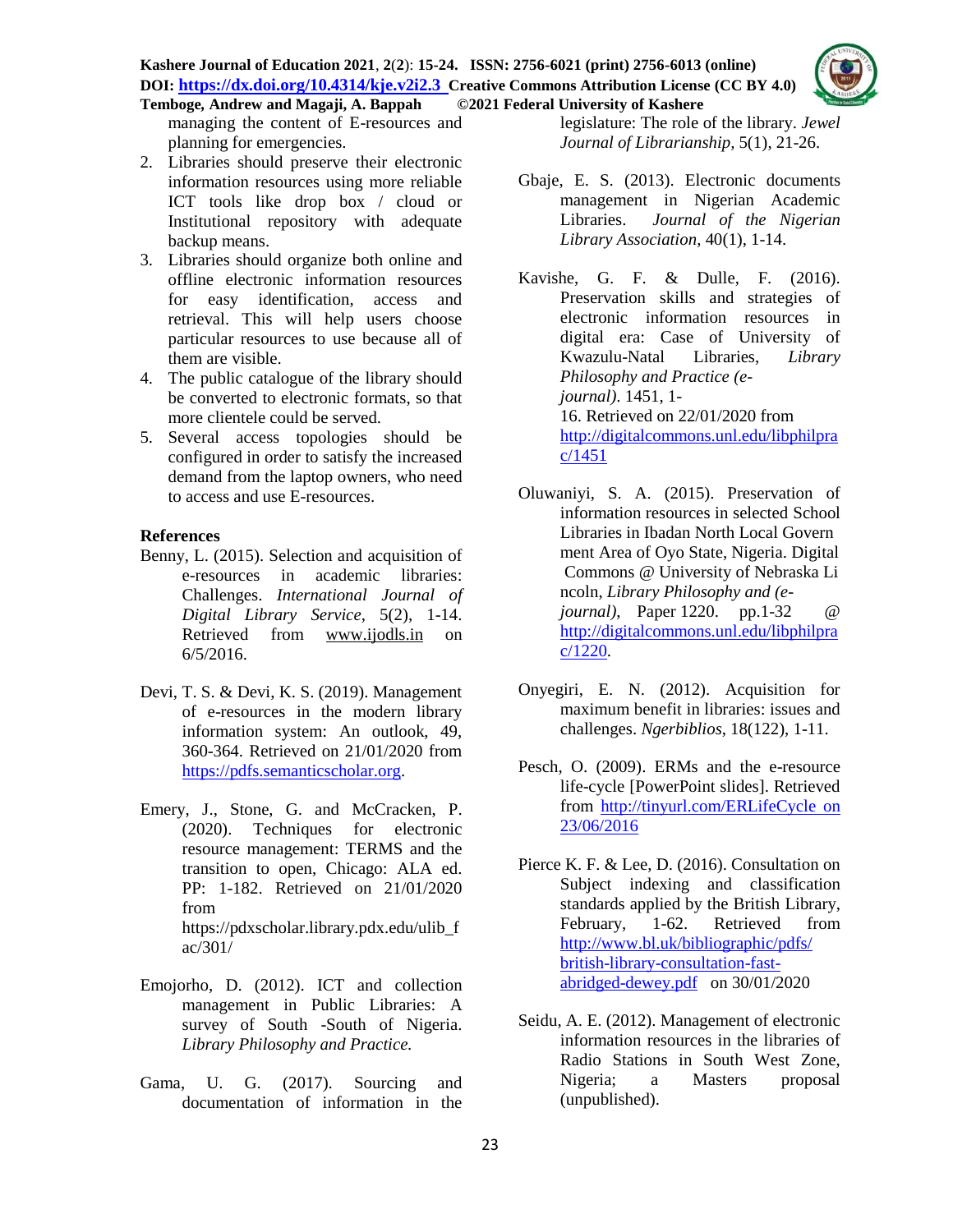managing the content of E-resources and planning for emergencies.

2. Libraries should preserve their electronic information resources using more reliable ICT tools like drop box / cloud or Institutional repository with adequate backup means.
3. Libraries should organize both online and offline electronic information resources for easy identification, access and retrieval. This will help users choose particular resources to use because all of them are visible.
4. The public catalogue of the library should be converted to electronic formats, so that more clientele could be served.
5. Several access topologies should be configured in order to satisfy the increased demand from the laptop owners, who need to access and use E-resources.

## References

Benny, L. (2015). Selection and acquisition of e-resources in academic libraries: Challenges. *International Journal of Digital Library Service*, 5(2), 1-14. Retrieved from www.ijodls.in on 6/5/2016.

Devi, T. S. & Devi, K. S. (2019). Management of e-resources in the modern library information system: An outlook, 49, 360-364. Retrieved on 21/01/2020 from https://pdfs.semanticscholar.org.

Emery, J., Stone, G. and McCracken, P. (2020). Techniques for electronic resource management: TERMS and the transition to open, Chicago: ALA ed. PP: 1-182. Retrieved on 21/01/2020 from https://pdxscholar.library.pdx.edu/ulib_fac/301/

Emojorho, D. (2012). ICT and collection management in Public Libraries: A survey of South -South of Nigeria. *Library Philosophy and Practice.*

Gama, U. G. (2017). Sourcing and documentation of information in the legislature: The role of the library. *Jewel Journal of Librarianship*, 5(1), 21-26.

Gbaje, E. S. (2013). Electronic documents management in Nigerian Academic Libraries. *Journal of the Nigerian Library Association*, 40(1), 1-14.

Kavishe, G. F. & Dulle, F. (2016). Preservation skills and strategies of electronic information resources in digital era: Case of University of Kwazulu-Natal Libraries, *Library Philosophy and Practice (e-journal)*. 1451, 1-16. Retrieved on 22/01/2020 from http://digitalcommons.unl.edu/libphilprac/1451

Oluwaniyi, S. A. (2015). Preservation of information resources in selected School Libraries in Ibadan North Local Govern ment Area of Oyo State, Nigeria. Digital Commons @ University of Nebraska Li ncoln, *Library Philosophy and (e-journal)*, Paper 1220. pp.1-32 @ http://digitalcommons.unl.edu/libphilprac/1220.

Onyegiri, E. N. (2012). Acquisition for maximum benefit in libraries: issues and challenges. *Ngerbiblios*, 18(122), 1-11.

Pesch, O. (2009). ERMs and the e-resource life-cycle [PowerPoint slides]. Retrieved from http://tinyurl.com/ERLifeCycle on 23/06/2016

Pierce K. F. & Lee, D. (2016). Consultation on Subject indexing and classification standards applied by the British Library, February, 1-62. Retrieved from http://www.bl.uk/bibliographic/pdfs/british-library-consultation-fast-abridged-dewey.pdf on 30/01/2020

Seidu, A. E. (2012). Management of electronic information resources in the libraries of Radio Stations in South West Zone, Nigeria; a Masters proposal (unpublished).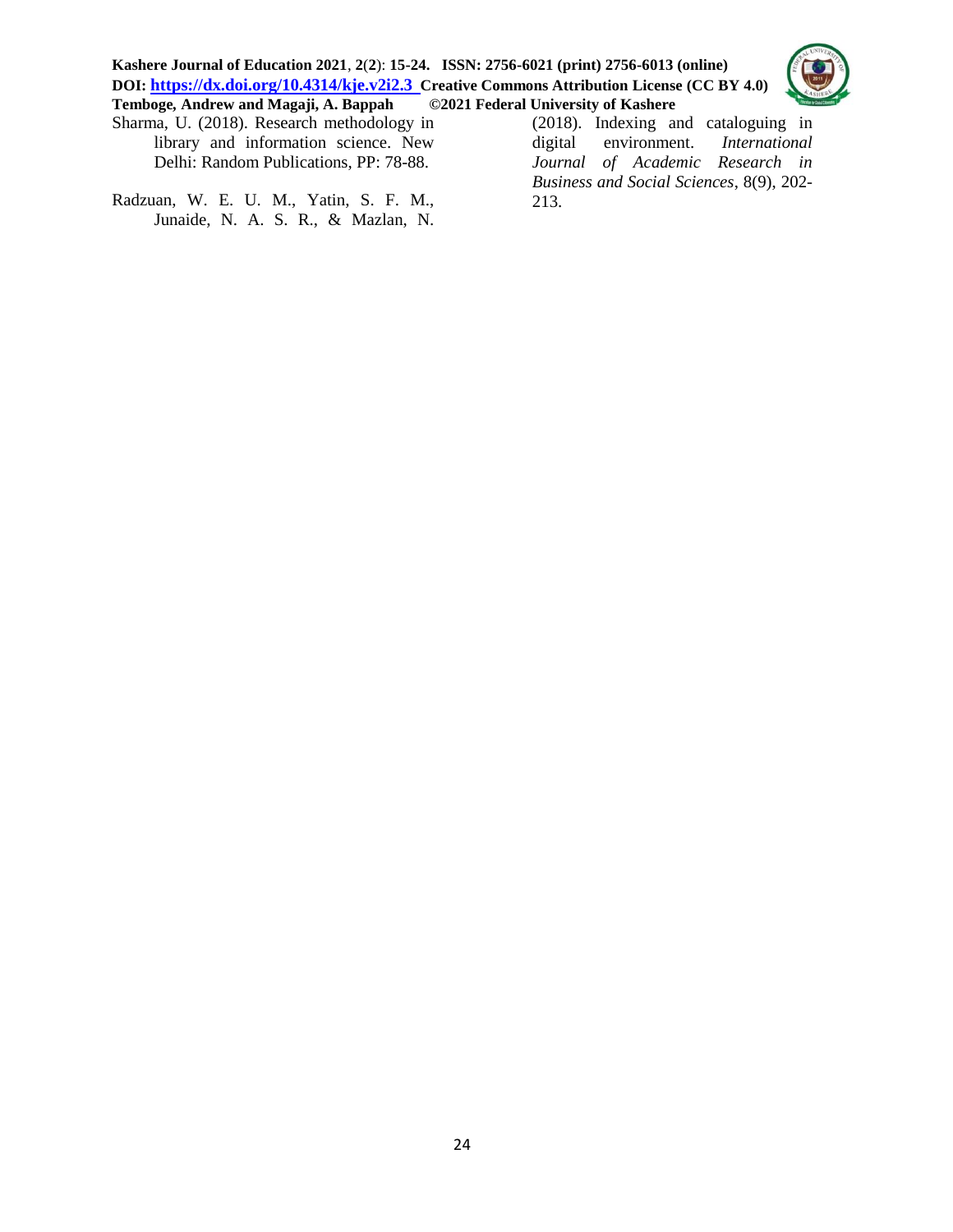Sharma, U. (2018). Research methodology in library and information science. New Delhi: Random Publications, PP: 78-88.

Radzuan, W. E. U. M., Yatin, S. F. M., Junaide, N. A. S. R., & Mazlan, N. (2018). Indexing and cataloguing in digital environment. *International Journal of Academic Research in Business and Social Sciences*, 8(9), 202-213.